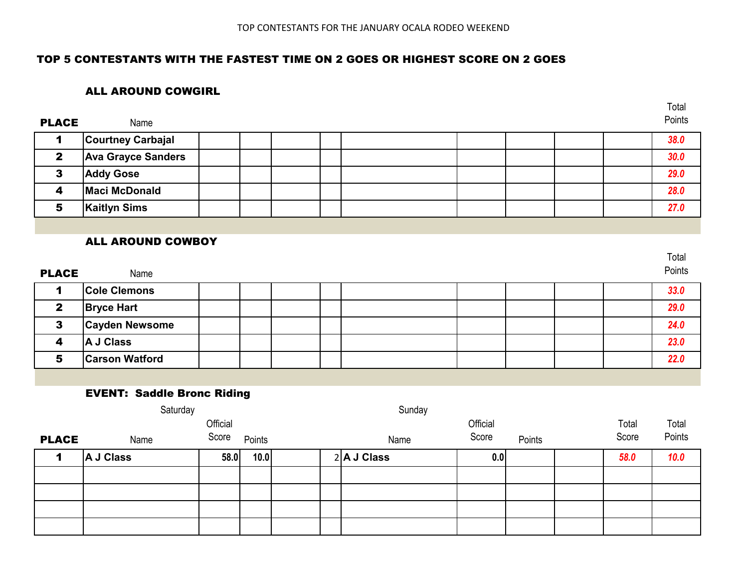TOP CONTESTANTS FOR THE JANUARY OCALA RODEO WEEKEND

## TOP 5 CONTESTANTS WITH THE FASTEST TIME ON 2 GOES OR HIGHEST SCORE ON 2 GOES

### ALL AROUND COWGIRL

| PLACE | Name | | | | | | | | | Total Points |
|---|---|---|---|---|---|---|---|---|---|---|
| 1 | Courtney Carbajal | | | | | | | | | *38.0* |
| 2 | Ava Grayce Sanders | | | | | | | | | *30.0* |
| 3 | Addy Gose | | | | | | | | | *29.0* |
| 4 | Maci McDonald | | | | | | | | | *28.0* |
| 5 | Kaitlyn Sims | | | | | | | | | *27.0* |

### ALL AROUND COWBOY

| PLACE | Name | | | | | | | | | Total Points |
|---|---|---|---|---|---|---|---|---|---|---|
| 1 | Cole Clemons | | | | | | | | | *33.0* |
| 2 | Bryce Hart | | | | | | | | | *29.0* |
| 3 | Cayden Newsome | | | | | | | | | *24.0* |
| 4 | A J Class | | | | | | | | | *23.0* |
| 5 | Carson Watford | | | | | | | | | *22.0* |

### EVENT: Saddle Bronc Riding

| | Saturday | | | | | Sunday | | | | | |
|---|---|---|---|---|---|---|---|---|---|---|---|
| PLACE | Name | Official Score | Points | | | Name | Official Score | Points | | Total Score | Total Points |
| 1 | A J Class | 58.0 | 10.0 | | 2 | A J Class | 0.0 | | | *58.0* | *10.0* |
| | | | | | | | | | | | |
| | | | | | | | | | | | |
| | | | | | | | | | | | |
| | | | | | | | | | | | |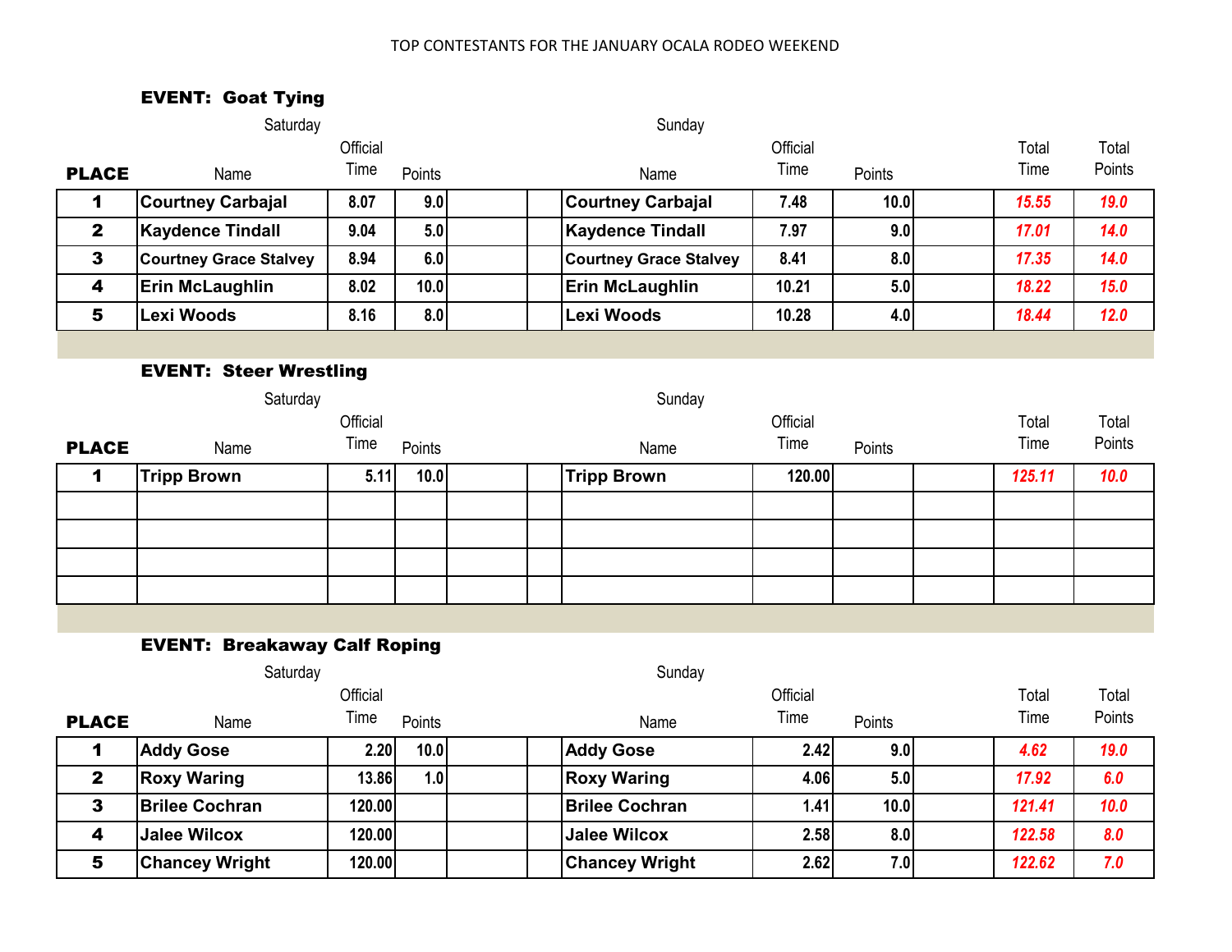TOP CONTESTANTS FOR THE JANUARY OCALA RODEO WEEKEND

### EVENT: Goat Tying

| PLACE | Saturday Name | Official Time | Points | | | Sunday Name | Official Time | Points | | Total Time | Total Points |
|---|---|---|---|---|---|---|---|---|---|---|---|
| 1 | Courtney Carbajal | 8.07 | 9.0 | | | Courtney Carbajal | 7.48 | 10.0 | | 15.55 | 19.0 |
| 2 | Kaydence Tindall | 9.04 | 5.0 | | | Kaydence Tindall | 7.97 | 9.0 | | 17.01 | 14.0 |
| 3 | Courtney Grace Stalvey | 8.94 | 6.0 | | | Courtney Grace Stalvey | 8.41 | 8.0 | | 17.35 | 14.0 |
| 4 | Erin McLaughlin | 8.02 | 10.0 | | | Erin McLaughlin | 10.21 | 5.0 | | 18.22 | 15.0 |
| 5 | Lexi Woods | 8.16 | 8.0 | | | Lexi Woods | 10.28 | 4.0 | | 18.44 | 12.0 |

### EVENT: Steer Wrestling

| PLACE | Saturday Name | Official Time | Points | | | Sunday Name | Official Time | Points | | Total Time | Total Points |
|---|---|---|---|---|---|---|---|---|---|---|---|
| 1 | Tripp Brown | 5.11 | 10.0 | | | Tripp Brown | 120.00 | | | 125.11 | 10.0 |
| | | | | | | | | | | | |
| | | | | | | | | | | | |
| | | | | | | | | | | | |
| | | | | | | | | | | | |

### EVENT: Breakaway Calf Roping

| PLACE | Saturday Name | Official Time | Points | | | Sunday Name | Official Time | Points | | Total Time | Total Points |
|---|---|---|---|---|---|---|---|---|---|---|---|
| 1 | Addy Gose | 2.20 | 10.0 | | | Addy Gose | 2.42 | 9.0 | | 4.62 | 19.0 |
| 2 | Roxy Waring | 13.86 | 1.0 | | | Roxy Waring | 4.06 | 5.0 | | 17.92 | 6.0 |
| 3 | Brilee Cochran | 120.00 | | | | Brilee Cochran | 1.41 | 10.0 | | 121.41 | 10.0 |
| 4 | Jalee Wilcox | 120.00 | | | | Jalee Wilcox | 2.58 | 8.0 | | 122.58 | 8.0 |
| 5 | Chancey Wright | 120.00 | | | | Chancey Wright | 2.62 | 7.0 | | 122.62 | 7.0 |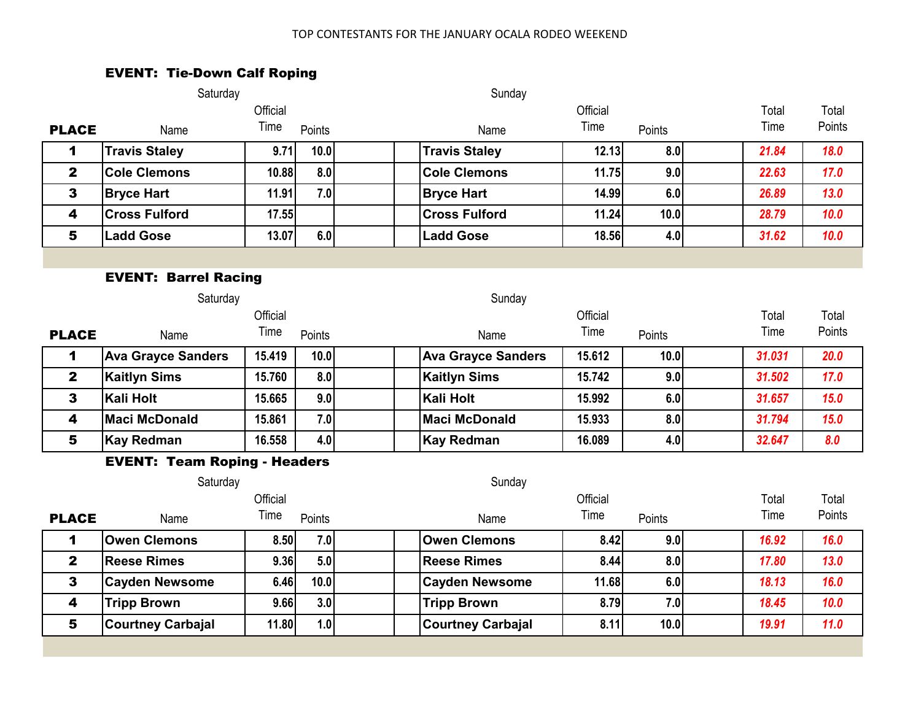TOP CONTESTANTS FOR THE JANUARY OCALA RODEO WEEKEND

### EVENT: Tie-Down Calf Roping

| PLACE | Saturday Name | Official Time | Points | | | Sunday Name | Official Time | Points | | Total Time | Total Points |
|---|---|---|---|---|---|---|---|---|---|---|---|
| 1 | Travis Staley | 9.71 | 10.0 | | | Travis Staley | 12.13 | 8.0 | | 21.84 | 18.0 |
| 2 | Cole Clemons | 10.88 | 8.0 | | | Cole Clemons | 11.75 | 9.0 | | 22.63 | 17.0 |
| 3 | Bryce Hart | 11.91 | 7.0 | | | Bryce Hart | 14.99 | 6.0 | | 26.89 | 13.0 |
| 4 | Cross Fulford | 17.55 | | | | Cross Fulford | 11.24 | 10.0 | | 28.79 | 10.0 |
| 5 | Ladd Gose | 13.07 | 6.0 | | | Ladd Gose | 18.56 | 4.0 | | 31.62 | 10.0 |

### EVENT: Barrel Racing

| PLACE | Saturday Name | Official Time | Points | | | Sunday Name | Official Time | Points | | Total Time | Total Points |
|---|---|---|---|---|---|---|---|---|---|---|---|
| 1 | Ava Grayce Sanders | 15.419 | 10.0 | | | Ava Grayce Sanders | 15.612 | 10.0 | | 31.031 | 20.0 |
| 2 | Kaitlyn Sims | 15.760 | 8.0 | | | Kaitlyn Sims | 15.742 | 9.0 | | 31.502 | 17.0 |
| 3 | Kali Holt | 15.665 | 9.0 | | | Kali Holt | 15.992 | 6.0 | | 31.657 | 15.0 |
| 4 | Maci McDonald | 15.861 | 7.0 | | | Maci McDonald | 15.933 | 8.0 | | 31.794 | 15.0 |
| 5 | Kay Redman | 16.558 | 4.0 | | | Kay Redman | 16.089 | 4.0 | | 32.647 | 8.0 |

### EVENT: Team Roping - Headers

| PLACE | Saturday Name | Official Time | Points | | | Sunday Name | Official Time | Points | | Total Time | Total Points |
|---|---|---|---|---|---|---|---|---|---|---|---|
| 1 | Owen Clemons | 8.50 | 7.0 | | | Owen Clemons | 8.42 | 9.0 | | 16.92 | 16.0 |
| 2 | Reese Rimes | 9.36 | 5.0 | | | Reese Rimes | 8.44 | 8.0 | | 17.80 | 13.0 |
| 3 | Cayden Newsome | 6.46 | 10.0 | | | Cayden Newsome | 11.68 | 6.0 | | 18.13 | 16.0 |
| 4 | Tripp Brown | 9.66 | 3.0 | | | Tripp Brown | 8.79 | 7.0 | | 18.45 | 10.0 |
| 5 | Courtney Carbajal | 11.80 | 1.0 | | | Courtney Carbajal | 8.11 | 10.0 | | 19.91 | 11.0 |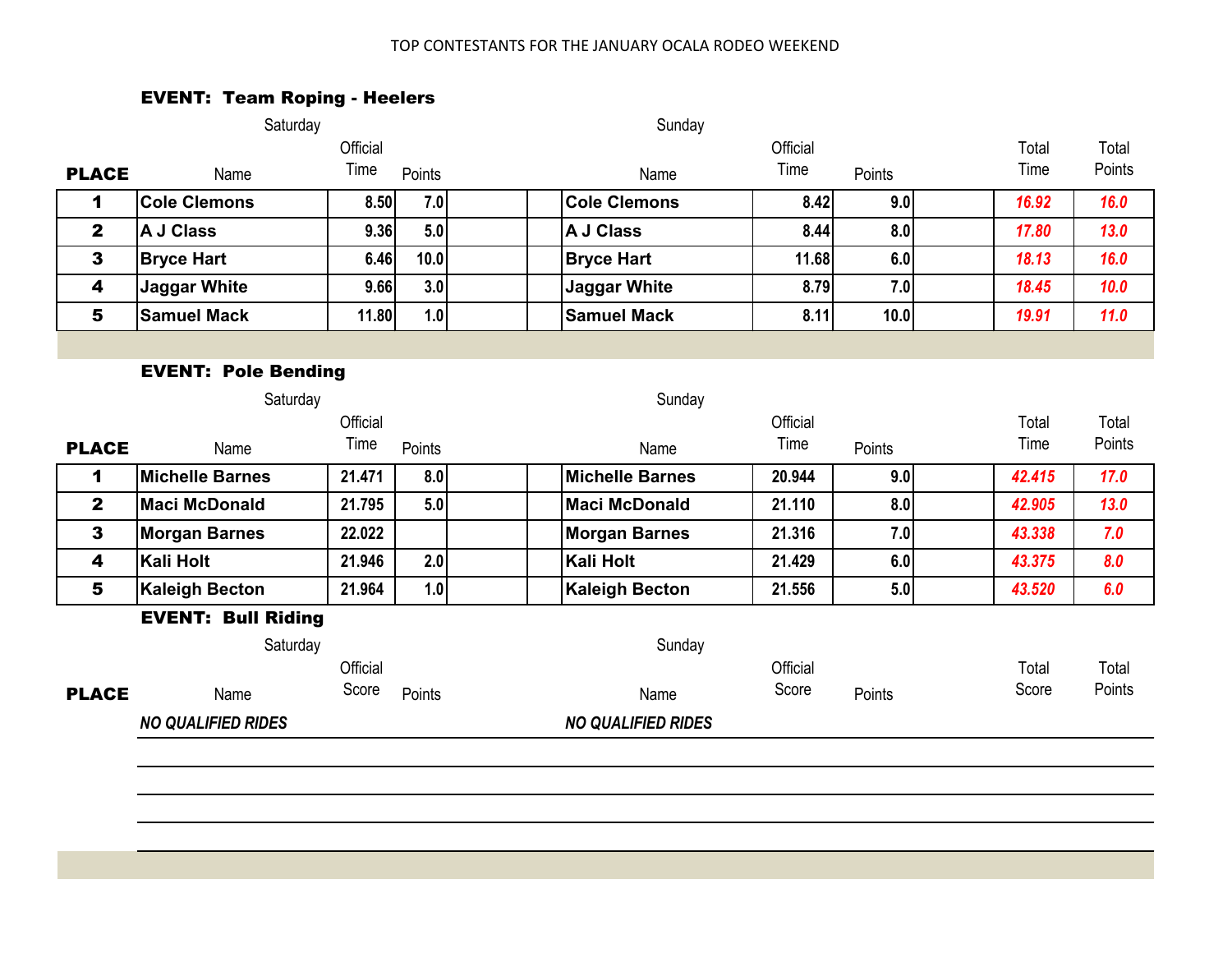TOP CONTESTANTS FOR THE JANUARY OCALA RODEO WEEKEND

### EVENT: Team Roping - Heelers

| PLACE | Saturday Name | Official Time | Points | | | Sunday Name | Official Time | Points | | Total Time | Total Points |
|---|---|---|---|---|---|---|---|---|---|---|---|
| 1 | Cole Clemons | 8.50 | 7.0 | | | Cole Clemons | 8.42 | 9.0 | | 16.92 | 16.0 |
| 2 | A J Class | 9.36 | 5.0 | | | A J Class | 8.44 | 8.0 | | 17.80 | 13.0 |
| 3 | Bryce Hart | 6.46 | 10.0 | | | Bryce Hart | 11.68 | 6.0 | | 18.13 | 16.0 |
| 4 | Jaggar White | 9.66 | 3.0 | | | Jaggar White | 8.79 | 7.0 | | 18.45 | 10.0 |
| 5 | Samuel Mack | 11.80 | 1.0 | | | Samuel Mack | 8.11 | 10.0 | | 19.91 | 11.0 |

### EVENT: Pole Bending

| PLACE | Saturday Name | Official Time | Points | | | Sunday Name | Official Time | Points | | Total Time | Total Points |
|---|---|---|---|---|---|---|---|---|---|---|---|
| 1 | Michelle Barnes | 21.471 | 8.0 | | | Michelle Barnes | 20.944 | 9.0 | | 42.415 | 17.0 |
| 2 | Maci McDonald | 21.795 | 5.0 | | | Maci McDonald | 21.110 | 8.0 | | 42.905 | 13.0 |
| 3 | Morgan Barnes | 22.022 | | | | Morgan Barnes | 21.316 | 7.0 | | 43.338 | 7.0 |
| 4 | Kali Holt | 21.946 | 2.0 | | | Kali Holt | 21.429 | 6.0 | | 43.375 | 8.0 |
| 5 | Kaleigh Becton | 21.964 | 1.0 | | | Kaleigh Becton | 21.556 | 5.0 | | 43.520 | 6.0 |

### EVENT: Bull Riding

| PLACE | Saturday Name | Official Score | Points | | | Sunday Name | Official Score | Points | | Total Score | Total Points |
|---|---|---|---|---|---|---|---|---|---|---|---|
| | *NO QUALIFIED RIDES* | | | | | *NO QUALIFIED RIDES* | | | | | |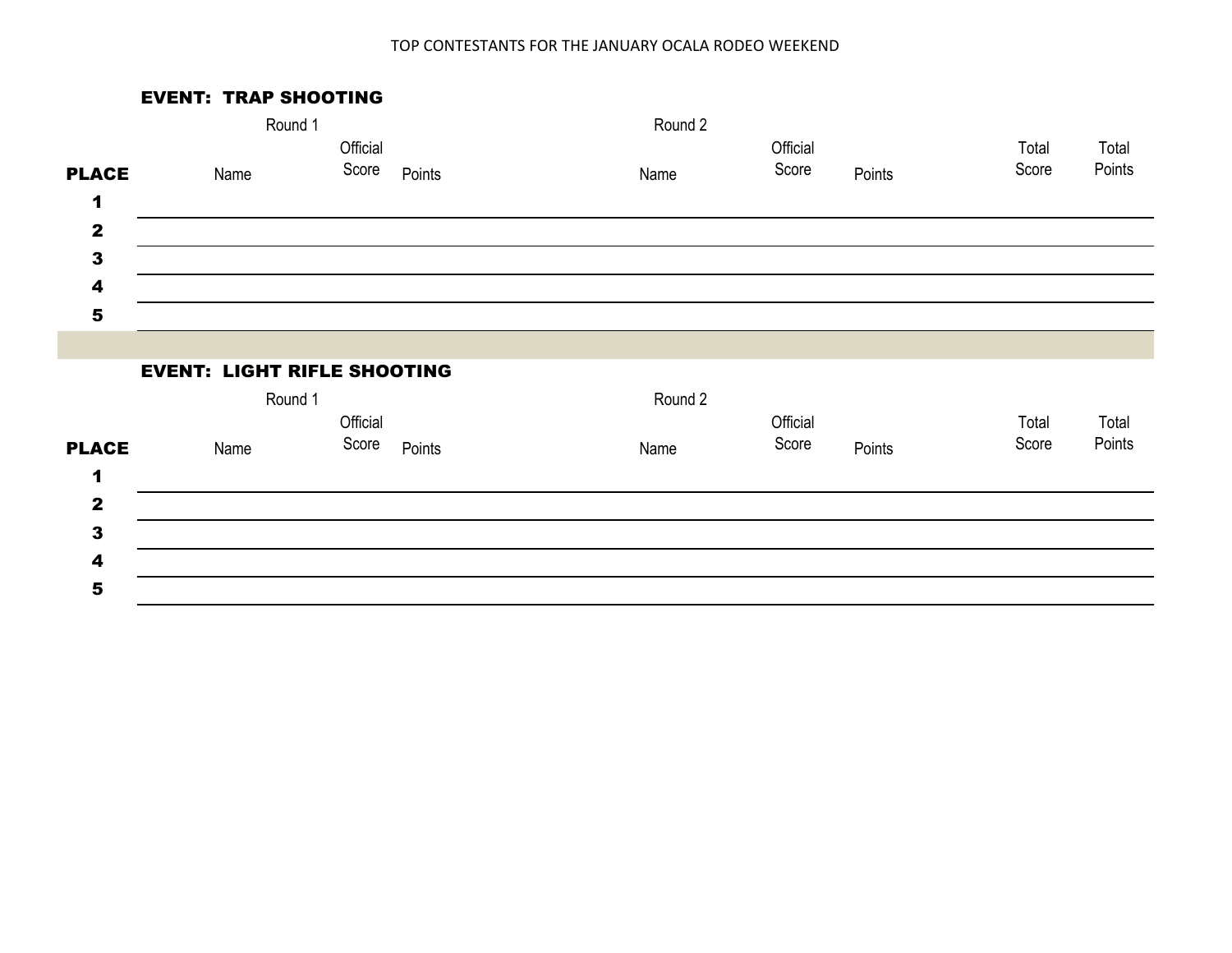TOP CONTESTANTS FOR THE JANUARY OCALA RODEO WEEKEND

## EVENT: TRAP SHOOTING

| | Round 1 | | | Round 2 | | | | |
|---|---|---|---|---|---|---|---|---|
| **PLACE** | Name | Official Score | Points | Name | Official Score | Points | Total Score | Total Points |
| **1** | | | | | | | | |
| **2** | | | | | | | | |
| **3** | | | | | | | | |
| **4** | | | | | | | | |
| **5** | | | | | | | | |

## EVENT: LIGHT RIFLE SHOOTING

| | Round 1 | | | Round 2 | | | | |
|---|---|---|---|---|---|---|---|---|
| **PLACE** | Name | Official Score | Points | Name | Official Score | Points | Total Score | Total Points |
| **1** | | | | | | | | |
| **2** | | | | | | | | |
| **3** | | | | | | | | |
| **4** | | | | | | | | |
| **5** | | | | | | | | |